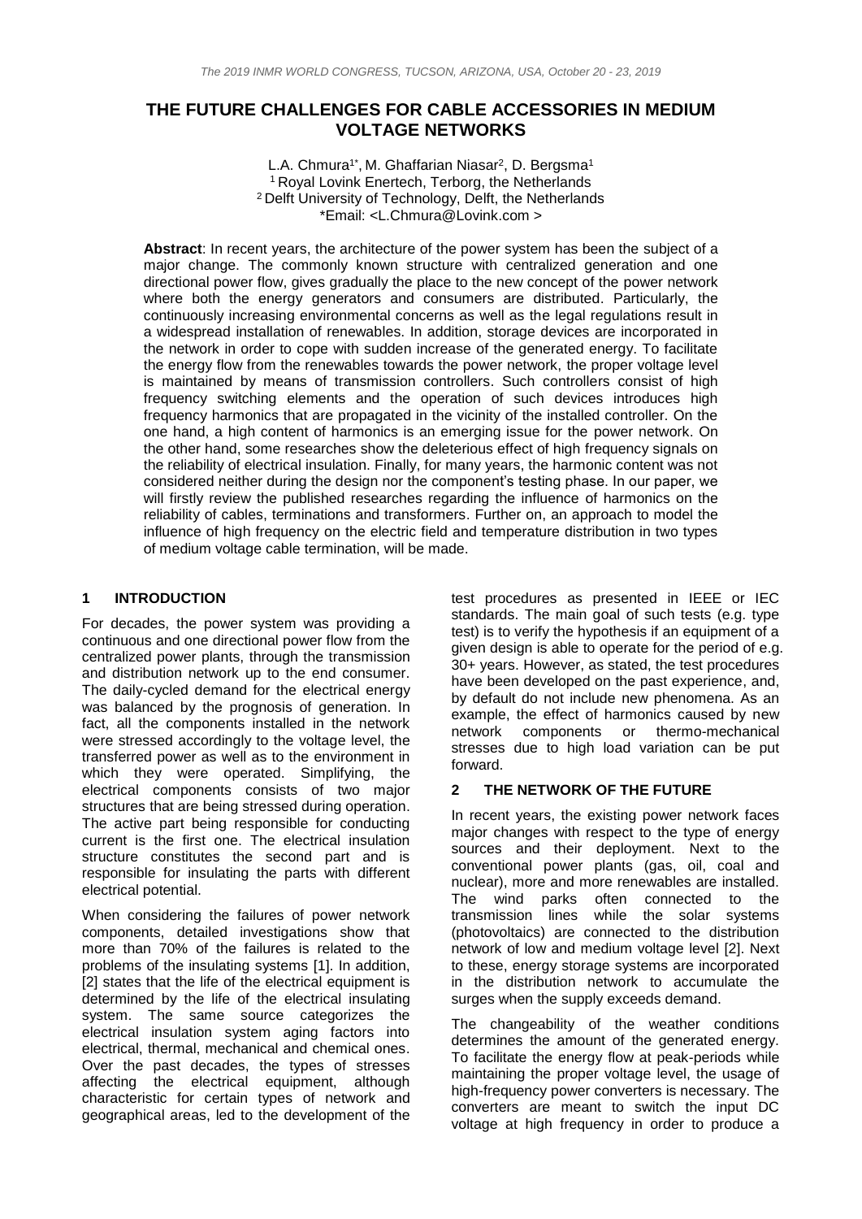# THE FUTURE CHALLENGES FOR CABLE ACCESSORIES IN MEDIUM VOLTAGE NETWORKS

L.A. Chmura[1*], M. Ghaffarian Niasar[2], D. Bergsma[1]
[1] Royal Lovink Enertech, Terborg, the Netherlands
[2] Delft University of Technology, Delft, the Netherlands
*Email: <L.Chmura@Lovink.com >

**Abstract**: In recent years, the architecture of the power system has been the subject of a major change. The commonly known structure with centralized generation and one directional power flow, gives gradually the place to the new concept of the power network where both the energy generators and consumers are distributed. Particularly, the continuously increasing environmental concerns as well as the legal regulations result in a widespread installation of renewables. In addition, storage devices are incorporated in the network in order to cope with sudden increase of the generated energy. To facilitate the energy flow from the renewables towards the power network, the proper voltage level is maintained by means of transmission controllers. Such controllers consist of high frequency switching elements and the operation of such devices introduces high frequency harmonics that are propagated in the vicinity of the installed controller. On the one hand, a high content of harmonics is an emerging issue for the power network. On the other hand, some researches show the deleterious effect of high frequency signals on the reliability of electrical insulation. Finally, for many years, the harmonic content was not considered neither during the design nor the component's testing phase. In our paper, we will firstly review the published researches regarding the influence of harmonics on the reliability of cables, terminations and transformers. Further on, an approach to model the influence of high frequency on the electric field and temperature distribution in two types of medium voltage cable termination, will be made.

## 1 INTRODUCTION

For decades, the power system was providing a continuous and one directional power flow from the centralized power plants, through the transmission and distribution network up to the end consumer. The daily-cycled demand for the electrical energy was balanced by the prognosis of generation. In fact, all the components installed in the network were stressed accordingly to the voltage level, the transferred power as well as to the environment in which they were operated. Simplifying, the electrical components consists of two major structures that are being stressed during operation. The active part being responsible for conducting current is the first one. The electrical insulation structure constitutes the second part and is responsible for insulating the parts with different electrical potential.

When considering the failures of power network components, detailed investigations show that more than 70% of the failures is related to the problems of the insulating systems [1]. In addition, [2] states that the life of the electrical equipment is determined by the life of the electrical insulating system. The same source categorizes the electrical insulation system aging factors into electrical, thermal, mechanical and chemical ones. Over the past decades, the types of stresses affecting the electrical equipment, although characteristic for certain types of network and geographical areas, led to the development of the test procedures as presented in IEEE or IEC standards. The main goal of such tests (e.g. type test) is to verify the hypothesis if an equipment of a given design is able to operate for the period of e.g. 30+ years. However, as stated, the test procedures have been developed on the past experience, and, by default do not include new phenomena. As an example, the effect of harmonics caused by new network components or thermo-mechanical stresses due to high load variation can be put forward.

## 2 THE NETWORK OF THE FUTURE

In recent years, the existing power network faces major changes with respect to the type of energy sources and their deployment. Next to the conventional power plants (gas, oil, coal and nuclear), more and more renewables are installed. The wind parks often connected to the transmission lines while the solar systems (photovoltaics) are connected to the distribution network of low and medium voltage level [2]. Next to these, energy storage systems are incorporated in the distribution network to accumulate the surges when the supply exceeds demand.

The changeability of the weather conditions determines the amount of the generated energy. To facilitate the energy flow at peak-periods while maintaining the proper voltage level, the usage of high-frequency power converters is necessary. The converters are meant to switch the input DC voltage at high frequency in order to produce a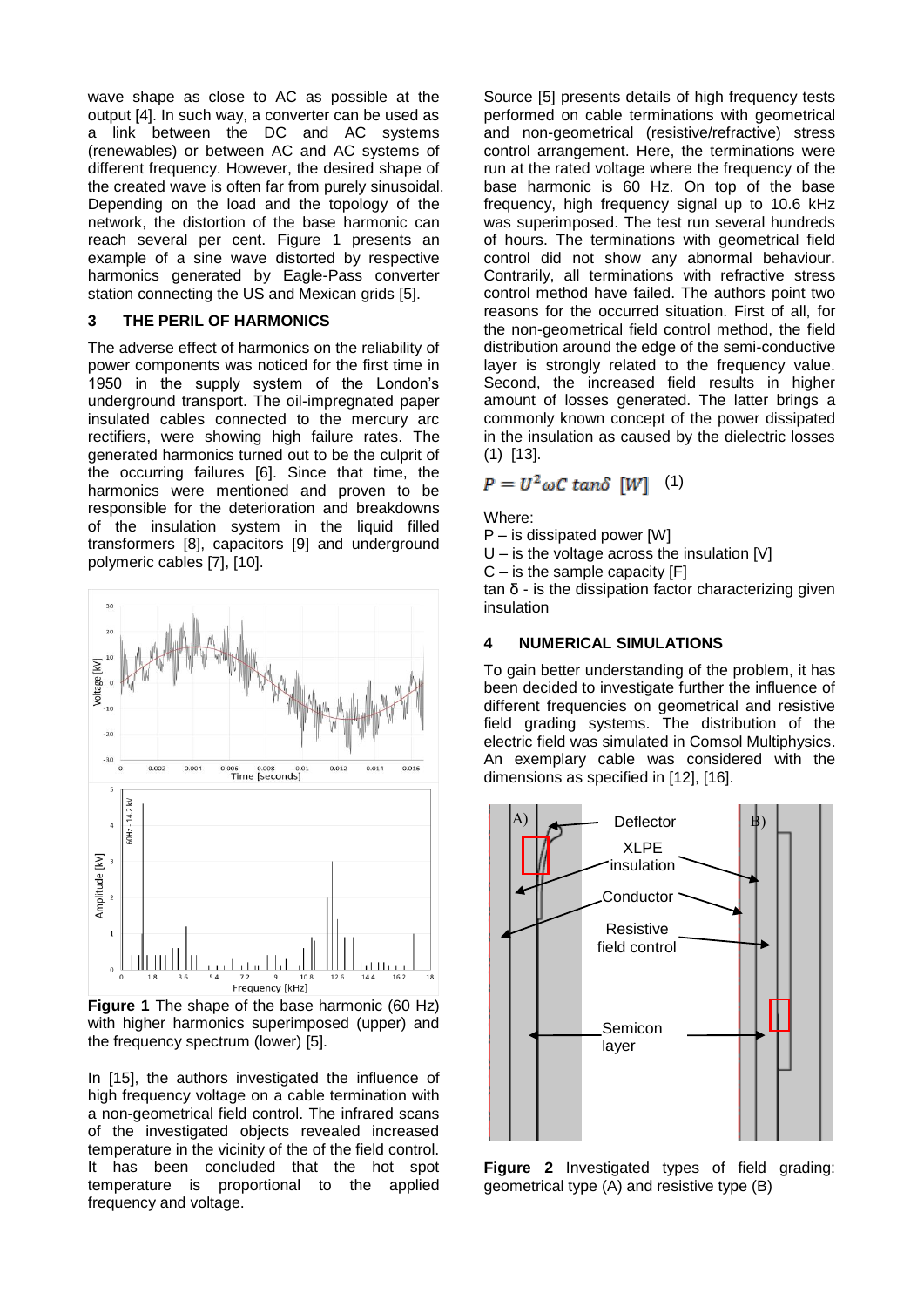wave shape as close to AC as possible at the output [4]. In such way, a converter can be used as a link between the DC and AC systems (renewables) or between AC and AC systems of different frequency. However, the desired shape of the created wave is often far from purely sinusoidal. Depending on the load and the topology of the network, the distortion of the base harmonic can reach several per cent. Figure 1 presents an example of a sine wave distorted by respective harmonics generated by Eagle-Pass converter station connecting the US and Mexican grids [5].

## 3 THE PERIL OF HARMONICS

The adverse effect of harmonics on the reliability of power components was noticed for the first time in 1950 in the supply system of the London's underground transport. The oil-impregnated paper insulated cables connected to the mercury arc rectifiers, were showing high failure rates. The generated harmonics turned out to be the culprit of the occurring failures [6]. Since that time, the harmonics were mentioned and proven to be responsible for the deterioration and breakdowns of the insulation system in the liquid filled transformers [8], capacitors [9] and underground polymeric cables [7], [10].

**Figure 1** The shape of the base harmonic (60 Hz) with higher harmonics superimposed (upper) and the frequency spectrum (lower) [5].

In [15], the authors investigated the influence of high frequency voltage on a cable termination with a non-geometrical field control. The infrared scans of the investigated objects revealed increased temperature in the vicinity of the of the field control. It has been concluded that the hot spot temperature is proportional to the applied frequency and voltage.

Source [5] presents details of high frequency tests performed on cable terminations with geometrical and non-geometrical (resistive/refractive) stress control arrangement. Here, the terminations were run at the rated voltage where the frequency of the base harmonic is 60 Hz. On top of the base frequency, high frequency signal up to 10.6 kHz was superimposed. The test run several hundreds of hours. The terminations with geometrical field control did not show any abnormal behaviour. Contrarily, all terminations with refractive stress control method have failed. The authors point two reasons for the occurred situation. First of all, for the non-geometrical field control method, the field distribution around the edge of the semi-conductive layer is strongly related to the frequency value. Second, the increased field results in higher amount of losses generated. The latter brings a commonly known concept of the power dissipated in the insulation as caused by the dielectric losses (1) [13].

$$P = U^2 \omega C \tan\delta \ [W] \quad (1)$$

Where:
P – is dissipated power [W]
U – is the voltage across the insulation [V]
C – is the sample capacity [F]
tan δ - is the dissipation factor characterizing given insulation

## 4 NUMERICAL SIMULATIONS

To gain better understanding of the problem, it has been decided to investigate further the influence of different frequencies on geometrical and resistive field grading systems. The distribution of the electric field was simulated in Comsol Multiphysics. An exemplary cable was considered with the dimensions as specified in [12], [16].

**Figure 2** Investigated types of field grading: geometrical type (A) and resistive type (B)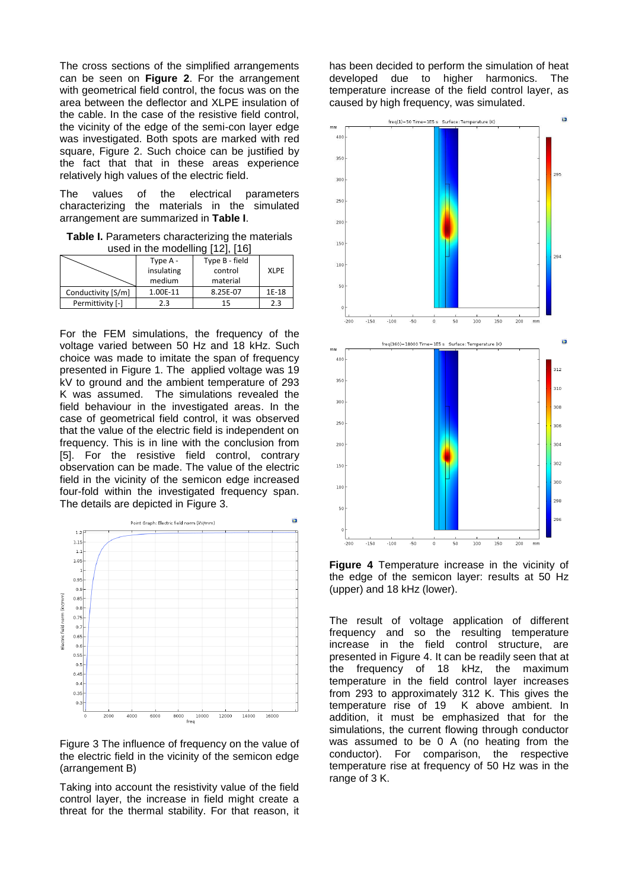The cross sections of the simplified arrangements can be seen on **Figure 2**. For the arrangement with geometrical field control, the focus was on the area between the deflector and XLPE insulation of the cable. In the case of the resistive field control, the vicinity of the edge of the semi-con layer edge was investigated. Both spots are marked with red square, Figure 2. Such choice can be justified by the fact that that in these areas experience relatively high values of the electric field.

The values of the electrical parameters characterizing the materials in the simulated arrangement are summarized in **Table I**.

**Table I.** Parameters characterizing the materials used in the modelling [12], [16]

| | Type A - insulating medium | Type B - field control material | XLPE |
|---|---|---|---|
| Conductivity [S/m] | 1.00E-11 | 8.25E-07 | 1E-18 |
| Permittivity [-] | 2.3 | 15 | 2.3 |

For the FEM simulations, the frequency of the voltage varied between 50 Hz and 18 kHz. Such choice was made to imitate the span of frequency presented in Figure 1. The applied voltage was 19 kV to ground and the ambient temperature of 293 K was assumed. The simulations revealed the field behaviour in the investigated areas. In the case of geometrical field control, it was observed that the value of the electric field is independent on frequency. This is in line with the conclusion from [5]. For the resistive field control, contrary observation can be made. The value of the electric field in the vicinity of the semicon edge increased four-fold within the investigated frequency span. The details are depicted in Figure 3.

Figure 3 The influence of frequency on the value of the electric field in the vicinity of the semicon edge (arrangement B)

Taking into account the resistivity value of the field control layer, the increase in field might create a threat for the thermal stability. For that reason, it has been decided to perform the simulation of heat developed due to higher harmonics. The temperature increase of the field control layer, as caused by high frequency, was simulated.

**Figure 4** Temperature increase in the vicinity of the edge of the semicon layer: results at 50 Hz (upper) and 18 kHz (lower).

The result of voltage application of different frequency and so the resulting temperature increase in the field control structure, are presented in Figure 4. It can be readily seen that at the frequency of 18 kHz, the maximum temperature in the field control layer increases from 293 to approximately 312 K. This gives the temperature rise of 19 K above ambient. In addition, it must be emphasized that for the simulations, the current flowing through conductor was assumed to be 0 A (no heating from the conductor). For comparison, the respective temperature rise at frequency of 50 Hz was in the range of 3 K.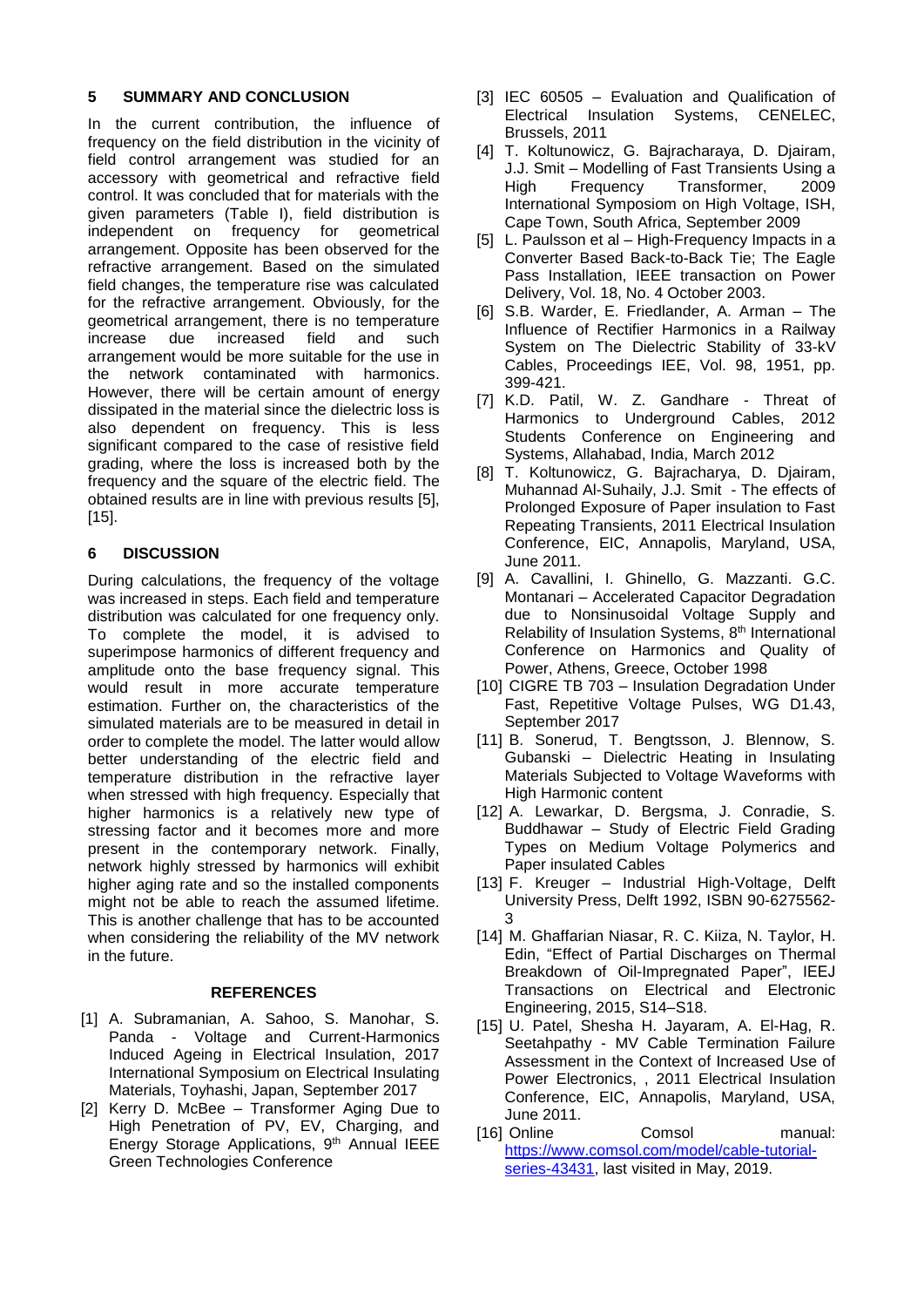## 5 SUMMARY AND CONCLUSION

In the current contribution, the influence of frequency on the field distribution in the vicinity of field control arrangement was studied for an accessory with geometrical and refractive field control. It was concluded that for materials with the given parameters (Table I), field distribution is independent on frequency for geometrical arrangement. Opposite has been observed for the refractive arrangement. Based on the simulated field changes, the temperature rise was calculated for the refractive arrangement. Obviously, for the geometrical arrangement, there is no temperature increase due increased field and such arrangement would be more suitable for the use in the network contaminated with harmonics. However, there will be certain amount of energy dissipated in the material since the dielectric loss is also dependent on frequency. This is less significant compared to the case of resistive field grading, where the loss is increased both by the frequency and the square of the electric field. The obtained results are in line with previous results [5], [15].

## 6 DISCUSSION

During calculations, the frequency of the voltage was increased in steps. Each field and temperature distribution was calculated for one frequency only. To complete the model, it is advised to superimpose harmonics of different frequency and amplitude onto the base frequency signal. This would result in more accurate temperature estimation. Further on, the characteristics of the simulated materials are to be measured in detail in order to complete the model. The latter would allow better understanding of the electric field and temperature distribution in the refractive layer when stressed with high frequency. Especially that higher harmonics is a relatively new type of stressing factor and it becomes more and more present in the contemporary network. Finally, network highly stressed by harmonics will exhibit higher aging rate and so the installed components might not be able to reach the assumed lifetime. This is another challenge that has to be accounted when considering the reliability of the MV network in the future.

### REFERENCES

[1] A. Subramanian, A. Sahoo, S. Manohar, S. Panda - Voltage and Current-Harmonics Induced Ageing in Electrical Insulation, 2017 International Symposium on Electrical Insulating Materials, Toyhashi, Japan, September 2017

[2] Kerry D. McBee – Transformer Aging Due to High Penetration of PV, EV, Charging, and Energy Storage Applications, 9th Annual IEEE Green Technologies Conference

[3] IEC 60505 – Evaluation and Qualification of Electrical Insulation Systems, CENELEC, Brussels, 2011

[4] T. Koltunowicz, G. Bajracharaya, D. Djairam, J.J. Smit – Modelling of Fast Transients Using a High Frequency Transformer, 2009 International Symposiom on High Voltage, ISH, Cape Town, South Africa, September 2009

[5] L. Paulsson et al – High-Frequency Impacts in a Converter Based Back-to-Back Tie; The Eagle Pass Installation, IEEE transaction on Power Delivery, Vol. 18, No. 4 October 2003.

[6] S.B. Warder, E. Friedlander, A. Arman – The Influence of Rectifier Harmonics in a Railway System on The Dielectric Stability of 33-kV Cables, Proceedings IEE, Vol. 98, 1951, pp. 399-421.

[7] K.D. Patil, W. Z. Gandhare - Threat of Harmonics to Underground Cables, 2012 Students Conference on Engineering and Systems, Allahabad, India, March 2012

[8] T. Koltunowicz, G. Bajracharya, D. Djairam, Muhannad Al-Suhaily, J.J. Smit - The effects of Prolonged Exposure of Paper insulation to Fast Repeating Transients, 2011 Electrical Insulation Conference, EIC, Annapolis, Maryland, USA, June 2011.

[9] A. Cavallini, I. Ghinello, G. Mazzanti. G.C. Montanari – Accelerated Capacitor Degradation due to Nonsinusoidal Voltage Supply and Relability of Insulation Systems, 8th International Conference on Harmonics and Quality of Power, Athens, Greece, October 1998

[10] CIGRE TB 703 – Insulation Degradation Under Fast, Repetitive Voltage Pulses, WG D1.43, September 2017

[11] B. Sonerud, T. Bengtsson, J. Blennow, S. Gubanski – Dielectric Heating in Insulating Materials Subjected to Voltage Waveforms with High Harmonic content

[12] A. Lewarkar, D. Bergsma, J. Conradie, S. Buddhawar – Study of Electric Field Grading Types on Medium Voltage Polymerics and Paper insulated Cables

[13] F. Kreuger – Industrial High-Voltage, Delft University Press, Delft 1992, ISBN 90-6275562-3

[14] M. Ghaffarian Niasar, R. C. Kiiza, N. Taylor, H. Edin, "Effect of Partial Discharges on Thermal Breakdown of Oil-Impregnated Paper", IEEJ Transactions on Electrical and Electronic Engineering, 2015, S14–S18.

[15] U. Patel, Shesha H. Jayaram, A. El-Hag, R. Seetahpathy - MV Cable Termination Failure Assessment in the Context of Increased Use of Power Electronics, , 2011 Electrical Insulation Conference, EIC, Annapolis, Maryland, USA, June 2011.

[16] Online Comsol manual: https://www.comsol.com/model/cable-tutorial-series-43431, last visited in May, 2019.